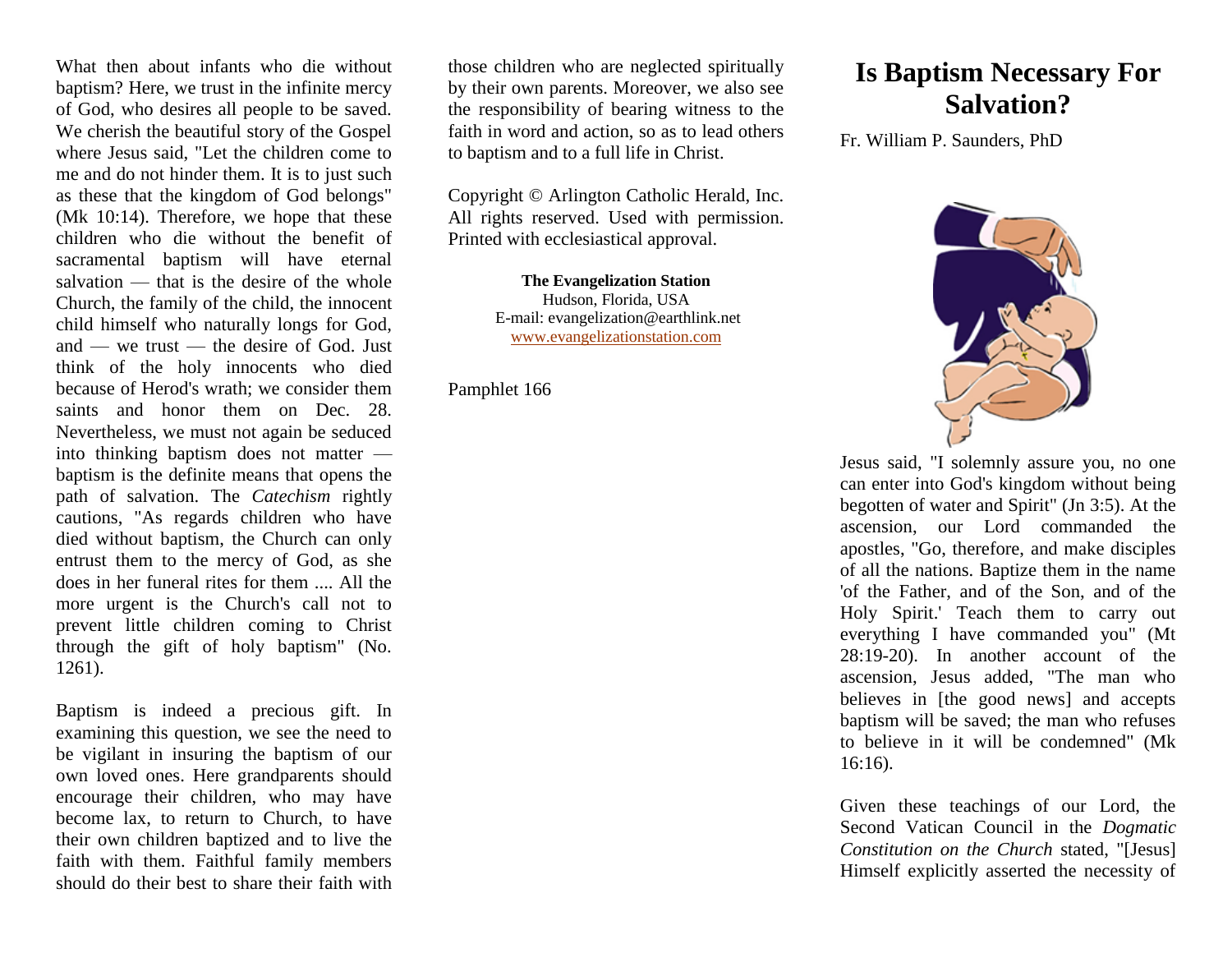What then about infants who die without baptism? Here, we trust in the infinite mercy of God, who desires all people to be saved. We cherish the beautiful story of the Gospel where Jesus said, "Let the children come to me and do not hinder them. It is to just such as these that the kingdom of God belongs" (Mk 10:14). Therefore, we hope that these children who die without the benefit of sacramental baptism will have eternal salvation — that is the desire of the whole Church, the family of the child, the innocent child himself who naturally longs for God, and — we trust — the desire of God. Just think of the holy innocents who died because of Herod's wrath; we consider them saints and honor them on Dec. 28. Nevertheless, we must not again be seduced into thinking baptism does not matter — baptism is the definite means that opens the path of salvation. The *Catechism* rightly cautions, "As regards children who have died without baptism, the Church can only entrust them to the mercy of God, as she does in her funeral rites for them .... All the more urgent is the Church's call not to prevent little children coming to Christ through the gift of holy baptism" (No. 1261).

Baptism is indeed a precious gift. In examining this question, we see the need to be vigilant in insuring the baptism of our own loved ones. Here grandparents should encourage their children, who may have become lax, to return to Church, to have their own children baptized and to live the faith with them. Faithful family members should do their best to share their faith with those children who are neglected spiritually by their own parents. Moreover, we also see the responsibility of bearing witness to the faith in word and action, so as to lead others to baptism and to a full life in Christ.

Copyright © Arlington Catholic Herald, Inc. All rights reserved. Used with permission. Printed with ecclesiastical approval.

**The Evangelization Station**
Hudson, Florida, USA
E-mail: evangelization@earthlink.net
www.evangelizationstation.com

Pamphlet 166

# Is Baptism Necessary For Salvation?

Fr. William P. Saunders, PhD

Jesus said, "I solemnly assure you, no one can enter into God's kingdom without being begotten of water and Spirit" (Jn 3:5). At the ascension, our Lord commanded the apostles, "Go, therefore, and make disciples of all the nations. Baptize them in the name 'of the Father, and of the Son, and of the Holy Spirit.' Teach them to carry out everything I have commanded you" (Mt 28:19-20). In another account of the ascension, Jesus added, "The man who believes in [the good news] and accepts baptism will be saved; the man who refuses to believe in it will be condemned" (Mk 16:16).

Given these teachings of our Lord, the Second Vatican Council in the *Dogmatic Constitution on the Church* stated, "[Jesus] Himself explicitly asserted the necessity of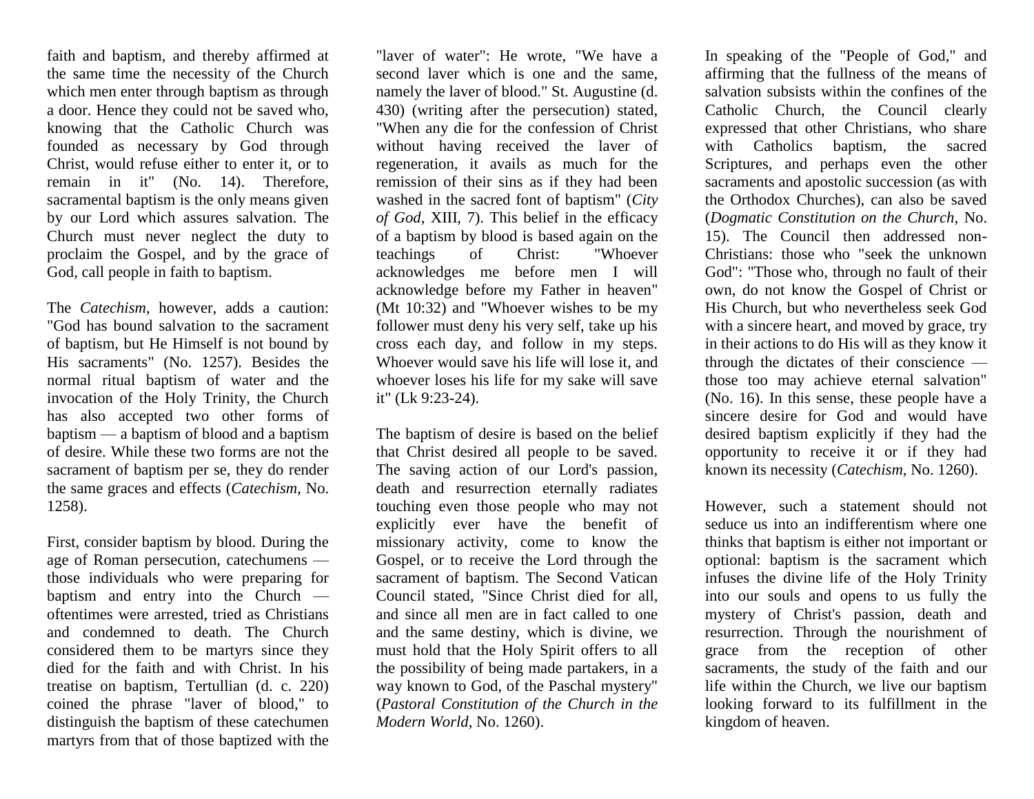faith and baptism, and thereby affirmed at the same time the necessity of the Church which men enter through baptism as through a door. Hence they could not be saved who, knowing that the Catholic Church was founded as necessary by God through Christ, would refuse either to enter it, or to remain in it" (No. 14). Therefore, sacramental baptism is the only means given by our Lord which assures salvation. The Church must never neglect the duty to proclaim the Gospel, and by the grace of God, call people in faith to baptism.

The *Catechism*, however, adds a caution: "God has bound salvation to the sacrament of baptism, but He Himself is not bound by His sacraments" (No. 1257). Besides the normal ritual baptism of water and the invocation of the Holy Trinity, the Church has also accepted two other forms of baptism — a baptism of blood and a baptism of desire. While these two forms are not the sacrament of baptism per se, they do render the same graces and effects (*Catechism*, No. 1258).

First, consider baptism by blood. During the age of Roman persecution, catechumens — those individuals who were preparing for baptism and entry into the Church — oftentimes were arrested, tried as Christians and condemned to death. The Church considered them to be martyrs since they died for the faith and with Christ. In his treatise on baptism, Tertullian (d. c. 220) coined the phrase "laver of blood," to distinguish the baptism of these catechumen martyrs from that of those baptized with the "laver of water": He wrote, "We have a second laver which is one and the same, namely the laver of blood." St. Augustine (d. 430) (writing after the persecution) stated, "When any die for the confession of Christ without having received the laver of regeneration, it avails as much for the remission of their sins as if they had been washed in the sacred font of baptism" (*City of God*, XIII, 7). This belief in the efficacy of a baptism by blood is based again on the teachings of Christ: "Whoever acknowledges me before men I will acknowledge before my Father in heaven" (Mt 10:32) and "Whoever wishes to be my follower must deny his very self, take up his cross each day, and follow in my steps. Whoever would save his life will lose it, and whoever loses his life for my sake will save it" (Lk 9:23-24).

The baptism of desire is based on the belief that Christ desired all people to be saved. The saving action of our Lord's passion, death and resurrection eternally radiates touching even those people who may not explicitly ever have the benefit of missionary activity, come to know the Gospel, or to receive the Lord through the sacrament of baptism. The Second Vatican Council stated, "Since Christ died for all, and since all men are in fact called to one and the same destiny, which is divine, we must hold that the Holy Spirit offers to all the possibility of being made partakers, in a way known to God, of the Paschal mystery" (*Pastoral Constitution of the Church in the Modern World*, No. 1260).

In speaking of the "People of God," and affirming that the fullness of the means of salvation subsists within the confines of the Catholic Church, the Council clearly expressed that other Christians, who share with Catholics baptism, the sacred Scriptures, and perhaps even the other sacraments and apostolic succession (as with the Orthodox Churches), can also be saved (*Dogmatic Constitution on the Church*, No. 15). The Council then addressed non-Christians: those who "seek the unknown God": "Those who, through no fault of their own, do not know the Gospel of Christ or His Church, but who nevertheless seek God with a sincere heart, and moved by grace, try in their actions to do His will as they know it through the dictates of their conscience — those too may achieve eternal salvation" (No. 16). In this sense, these people have a sincere desire for God and would have desired baptism explicitly if they had the opportunity to receive it or if they had known its necessity (*Catechism*, No. 1260).

However, such a statement should not seduce us into an indifferentism where one thinks that baptism is either not important or optional: baptism is the sacrament which infuses the divine life of the Holy Trinity into our souls and opens to us fully the mystery of Christ's passion, death and resurrection. Through the nourishment of grace from the reception of other sacraments, the study of the faith and our life within the Church, we live our baptism looking forward to its fulfillment in the kingdom of heaven.